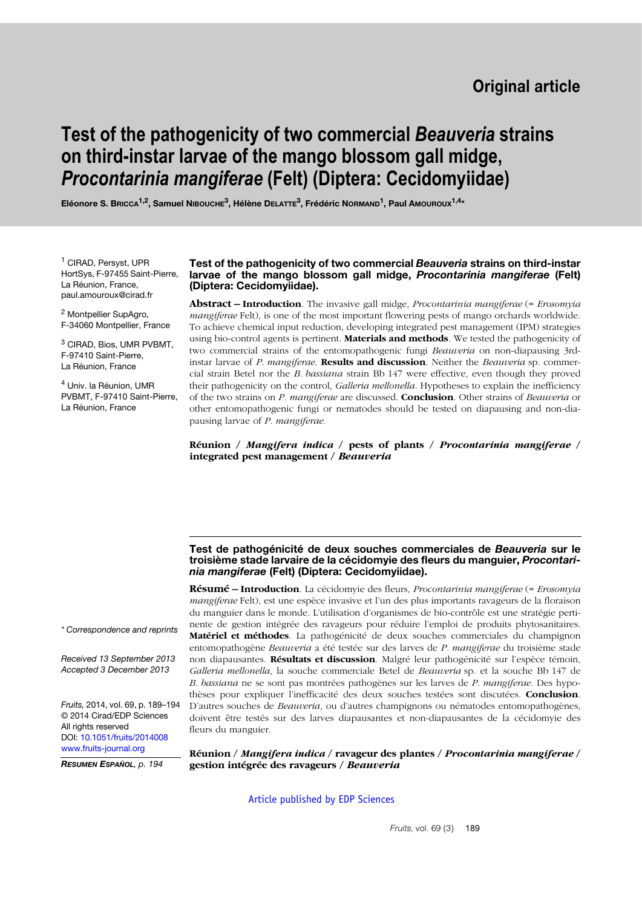Original article

# Test of the pathogenicity of two commercial *Beauveria* strains on third-instar larvae of the mango blossom gall midge, *Procontarinia mangiferae* (Felt) (Diptera: Cecidomyiidae)

Eléonore S. Bricca[1,2], Samuel Nibouche[3], Hélène Delatte[3], Frédéric Normand[1], Paul Amouroux[1,4]*

[1] CIRAD, Persyst, UPR HortSys, F-97455 Saint-Pierre, La Réunion, France, paul.amouroux@cirad.fr

[2] Montpellier SupAgro, F-34060 Montpellier, France

[3] CIRAD, Bios, UMR PVBMT, F-97410 Saint-Pierre, La Réunion, France

[4] Univ. la Réunion, UMR PVBMT, F-97410 Saint-Pierre, La Réunion, France

\* Correspondence and reprints

Received 13 September 2013
Accepted 3 December 2013

Fruits, 2014, vol. 69, p. 189–194
© 2014 Cirad/EDP Sciences
All rights reserved
DOI: 10.1051/fruits/2014008
www.fruits-journal.org

*Resumen Español*, p. 194

## Test of the pathogenicity of two commercial *Beauveria* strains on third-instar larvae of the mango blossom gall midge, *Procontarinia mangiferae* (Felt) (Diptera: Cecidomyiidae).

**Abstract – Introduction**. The invasive gall midge, *Procontarinia mangiferae* (= *Erosomyia mangiferae* Felt), is one of the most important flowering pests of mango orchards worldwide. To achieve chemical input reduction, developing integrated pest management (IPM) strategies using bio-control agents is pertinent. **Materials and methods**. We tested the pathogenicity of two commercial strains of the entomopathogenic fungi *Beauveria* on non-diapausing 3rd-instar larvae of *P. mangiferae*. **Results and discussion**. Neither the *Beauveria* sp. commercial strain Betel nor the *B. bassiana* strain Bb 147 were effective, even though they proved their pathogenicity on the control, *Galleria mellonella*. Hypotheses to explain the inefficiency of the two strains on *P. mangiferae* are discussed. **Conclusion**. Other strains of *Beauveria* or other entomopathogenic fungi or nematodes should be tested on diapausing and non-diapausing larvae of *P. mangiferae*.

**Réunion / *Mangifera indica* / pests of plants / *Procontarinia mangiferae* / integrated pest management / *Beauveria***

## Test de pathogénicité de deux souches commerciales de *Beauveria* sur le troisième stade larvaire de la cécidomyie des fleurs du manguier, *Procontarinia mangiferae* (Felt) (Diptera: Cecidomyiidae).

**Résumé – Introduction**. La cécidomyie des fleurs, *Procontarinia mangiferae* (= *Erosomyia mangiferae* Felt), est une espèce invasive et l'un des plus importants ravageurs de la floraison du manguier dans le monde. L'utilisation d'organismes de bio-contrôle est une stratégie pertinente de gestion intégrée des ravageurs pour réduire l'emploi de produits phytosanitaires. **Matériel et méthodes**. La pathogénicité de deux souches commerciales du champignon entomopathogène *Beauveria* a été testée sur des larves de *P. mangiferae* du troisième stade non diapausantes. **Résultats et discussion**. Malgré leur pathogénicité sur l'espèce témoin, *Galleria mellonella*, la souche commerciale Betel de *Beauveria* sp. et la souche Bb 147 de *B. bassiana* ne se sont pas montrées pathogènes sur les larves de *P. mangiferae*. Des hypothèses pour expliquer l'inefficacité des deux souches testées sont discutées. **Conclusion**. D'autres souches de *Beauveria*, ou d'autres champignons ou nématodes entomopathogènes, doivent être testés sur des larves diapausantes et non-diapausantes de la cécidomyie des fleurs du manguier.

**Réunion / *Mangifera indica* / ravageur des plantes / *Procontarinia mangiferae* / gestion intégrée des ravageurs / *Beauveria***

Article published by EDP Sciences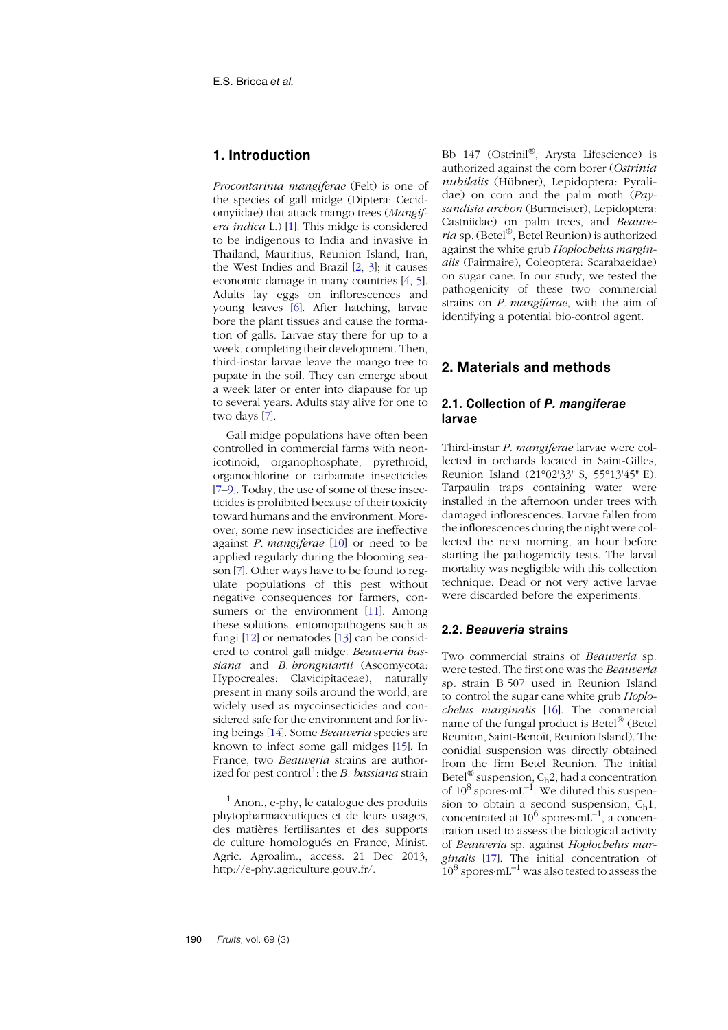## 1. Introduction

*Procontarinia mangiferae* (Felt) is one of the species of gall midge (Diptera: Cecidomyiidae) that attack mango trees (*Mangifera indica* L.) [1]. This midge is considered to be indigenous to India and invasive in Thailand, Mauritius, Reunion Island, Iran, the West Indies and Brazil [2, 3]; it causes economic damage in many countries [4, 5]. Adults lay eggs on inflorescences and young leaves [6]. After hatching, larvae bore the plant tissues and cause the formation of galls. Larvae stay there for up to a week, completing their development. Then, third-instar larvae leave the mango tree to pupate in the soil. They can emerge about a week later or enter into diapause for up to several years. Adults stay alive for one to two days [7].

Gall midge populations have often been controlled in commercial farms with neonicotinoid, organophosphate, pyrethroid, organochlorine or carbamate insecticides [7–9]. Today, the use of some of these insecticides is prohibited because of their toxicity toward humans and the environment. Moreover, some new insecticides are ineffective against *P. mangiferae* [10] or need to be applied regularly during the blooming season [7]. Other ways have to be found to regulate populations of this pest without negative consequences for farmers, consumers or the environment [11]. Among these solutions, entomopathogens such as fungi [12] or nematodes [13] can be considered to control gall midge. *Beauveria bassiana* and *B. brongniartii* (Ascomycota: Hypocreales: Clavicipitaceae), naturally present in many soils around the world, are widely used as mycoinsecticides and considered safe for the environment and for living beings [14]. Some *Beauveria* species are known to infect some gall midges [15]. In France, two *Beauveria* strains are authorized for pest control[1]: the *B. bassiana* strain Bb 147 (Ostrinil®, Arysta Lifescience) is authorized against the corn borer (*Ostrinia nubilalis* (Hübner), Lepidoptera: Pyralidae) on corn and the palm moth (*Paysandisia archon* (Burmeister), Lepidoptera: Castniidae) on palm trees, and *Beauveria* sp. (Betel®, Betel Reunion) is authorized against the white grub *Hoplochelus marginalis* (Fairmaire), Coleoptera: Scarabaeidae) on sugar cane. In our study, we tested the pathogenicity of these two commercial strains on *P. mangiferae*, with the aim of identifying a potential bio-control agent.

[1] Anon., e-phy, le catalogue des produits phytopharmaceutiques et de leurs usages, des matières fertilisantes et des supports de culture homologués en France, Minist. Agric. Agroalim., access. 21 Dec 2013, http://e-phy.agriculture.gouv.fr/.

## 2. Materials and methods

### 2.1. Collection of *P. mangiferae* larvae

Third-instar *P. mangiferae* larvae were collected in orchards located in Saint-Gilles, Reunion Island (21°02'33" S, 55°13'45" E). Tarpaulin traps containing water were installed in the afternoon under trees with damaged inflorescences. Larvae fallen from the inflorescences during the night were collected the next morning, an hour before starting the pathogenicity tests. The larval mortality was negligible with this collection technique. Dead or not very active larvae were discarded before the experiments.

### 2.2. *Beauveria* strains

Two commercial strains of *Beauveria* sp. were tested. The first one was the *Beauveria* sp. strain B 507 used in Reunion Island to control the sugar cane white grub *Hoplochelus marginalis* [16]. The commercial name of the fungal product is Betel® (Betel Reunion, Saint-Benoît, Reunion Island). The conidial suspension was directly obtained from the firm Betel Reunion. The initial Betel® suspension, $C_h2$, had a concentration of $10^8$ spores·mL$^{-1}$. We diluted this suspension to obtain a second suspension, $C_h1$, concentrated at $10^6$ spores·mL$^{-1}$, a concentration used to assess the biological activity of *Beauveria* sp. against *Hoplochelus marginalis* [17]. The initial concentration of $10^8$ spores·mL$^{-1}$ was also tested to assess the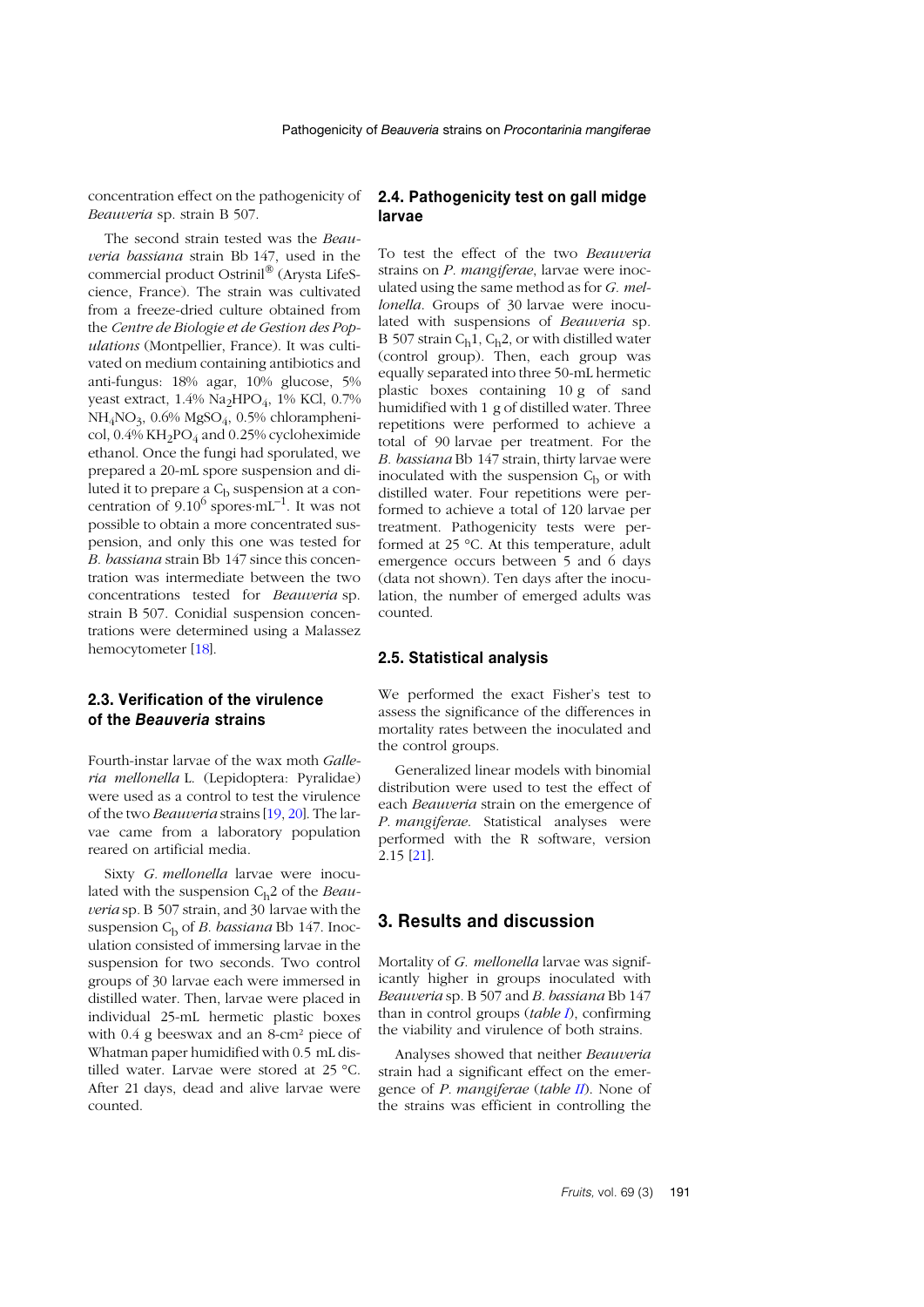concentration effect on the pathogenicity of *Beauveria* sp. strain B 507.

The second strain tested was the *Beauveria bassiana* strain Bb 147, used in the commercial product Ostrinil® (Arysta LifeScience, France). The strain was cultivated from a freeze-dried culture obtained from the *Centre de Biologie et de Gestion des Populations* (Montpellier, France). It was cultivated on medium containing antibiotics and anti-fungus: 18% agar, 10% glucose, 5% yeast extract, 1.4% $Na_2HPO_4$, 1% KCl, 0.7% $NH_4NO_3$, 0.6% $MgSO_4$, 0.5% chloramphenicol, 0.4% $KH_2PO_4$ and 0.25% cycloheximide ethanol. Once the fungi had sporulated, we prepared a 20-mL spore suspension and diluted it to prepare a $C_b$ suspension at a concentration of $9.10^6$ spores·mL$^{-1}$. It was not possible to obtain a more concentrated suspension, and only this one was tested for *B. bassiana* strain Bb 147 since this concentration was intermediate between the two concentrations tested for *Beauveria* sp. strain B 507. Conidial suspension concentrations were determined using a Malassez hemocytometer [18].

## 2.3. Verification of the virulence of the *Beauveria* strains

Fourth-instar larvae of the wax moth *Galleria mellonella* L. (Lepidoptera: Pyralidae) were used as a control to test the virulence of the two *Beauveria* strains [19, 20]. The larvae came from a laboratory population reared on artificial media.

Sixty *G. mellonella* larvae were inoculated with the suspension $C_h2$ of the *Beauveria* sp. B 507 strain, and 30 larvae with the suspension $C_b$ of *B. bassiana* Bb 147. Inoculation consisted of immersing larvae in the suspension for two seconds. Two control groups of 30 larvae each were immersed in distilled water. Then, larvae were placed in individual 25-mL hermetic plastic boxes with 0.4 g beeswax and an 8-cm² piece of Whatman paper humidified with 0.5 mL distilled water. Larvae were stored at 25 °C. After 21 days, dead and alive larvae were counted.

## 2.4. Pathogenicity test on gall midge larvae

To test the effect of the two *Beauveria* strains on *P. mangiferae*, larvae were inoculated using the same method as for *G. mellonella*. Groups of 30 larvae were inoculated with suspensions of *Beauveria* sp. B 507 strain $C_h1$, $C_h2$, or with distilled water (control group). Then, each group was equally separated into three 50-mL hermetic plastic boxes containing 10 g of sand humidified with 1 g of distilled water. Three repetitions were performed to achieve a total of 90 larvae per treatment. For the *B. bassiana* Bb 147 strain, thirty larvae were inoculated with the suspension $C_b$ or with distilled water. Four repetitions were performed to achieve a total of 120 larvae per treatment. Pathogenicity tests were performed at 25 °C. At this temperature, adult emergence occurs between 5 and 6 days (data not shown). Ten days after the inoculation, the number of emerged adults was counted.

## 2.5. Statistical analysis

We performed the exact Fisher's test to assess the significance of the differences in mortality rates between the inoculated and the control groups.

Generalized linear models with binomial distribution were used to test the effect of each *Beauveria* strain on the emergence of *P. mangiferae*. Statistical analyses were performed with the R software, version 2.15 [21].

# 3. Results and discussion

Mortality of *G. mellonella* larvae was significantly higher in groups inoculated with *Beauveria* sp. B 507 and *B. bassiana* Bb 147 than in control groups (*table I*), confirming the viability and virulence of both strains.

Analyses showed that neither *Beauveria* strain had a significant effect on the emergence of *P. mangiferae* (*table II*). None of the strains was efficient in controlling the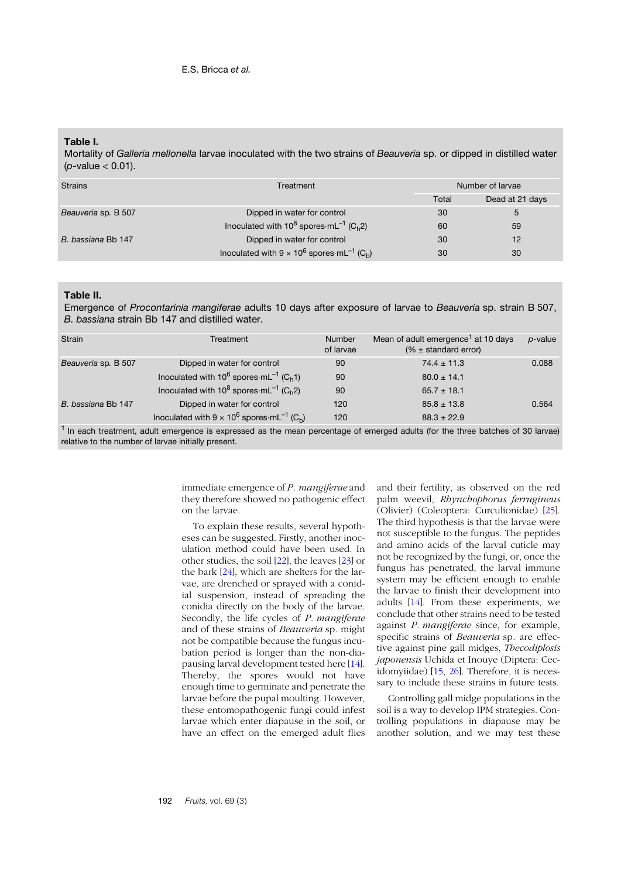**Table I.**
Mortality of *Galleria mellonella* larvae inoculated with the two strains of *Beauveria* sp. or dipped in distilled water ($p$-value < 0.01).

| Strains | Treatment | Number of larvae | |
|---|---|---|---|
| | | Total | Dead at 21 days |
| *Beauveria* sp. B 507 | Dipped in water for control | 30 | 5 |
| | Inoculated with $10^8$ spores·mL$^{-1}$ ($C_h2$) | 60 | 59 |
| *B. bassiana* Bb 147 | Dipped in water for control | 30 | 12 |
| | Inoculated with $9 \times 10^6$ spores·mL$^{-1}$ ($C_b$) | 30 | 30 |

**Table II.**
Emergence of *Procontarinia mangiferae* adults 10 days after exposure of larvae to *Beauveria* sp. strain B 507, *B. bassiana* strain Bb 147 and distilled water.

| Strain | Treatment | Number of larvae | Mean of adult emergence[1] at 10 days (% ± standard error) | $p$-value |
|---|---|---|---|---|
| *Beauveria* sp. B 507 | Dipped in water for control | 90 | 74.4 ± 11.3 | 0.088 |
| | Inoculated with $10^6$ spores·mL$^{-1}$ ($C_h1$) | 90 | 80.0 ± 14.1 | |
| | Inoculated with $10^8$ spores·mL$^{-1}$ ($C_h2$) | 90 | 65.7 ± 18.1 | |
| *B. bassiana* Bb 147 | Dipped in water for control | 120 | 85.8 ± 13.8 | 0.564 |
| | Inoculated with $9 \times 10^6$ spores·mL$^{-1}$ ($C_b$) | 120 | 88.3 ± 22.9 | |

[1] In each treatment, adult emergence is expressed as the mean percentage of emerged adults (for the three batches of 30 larvae) relative to the number of larvae initially present.

immediate emergence of *P. mangiferae* and they therefore showed no pathogenic effect on the larvae.

To explain these results, several hypotheses can be suggested. Firstly, another inoculation method could have been used. In other studies, the soil [22], the leaves [23] or the bark [24], which are shelters for the larvae, are drenched or sprayed with a conidial suspension, instead of spreading the conidia directly on the body of the larvae. Secondly, the life cycles of *P. mangiferae* and of these strains of *Beauveria* sp. might not be compatible because the fungus incubation period is longer than the non-diapausing larval development tested here [14]. Thereby, the spores would not have enough time to germinate and penetrate the larvae before the pupal moulting. However, these entomopathogenic fungi could infest larvae which enter diapause in the soil, or have an effect on the emerged adult flies and their fertility, as observed on the red palm weevil, *Rhynchophorus ferrugineus* (Olivier) (Coleoptera: Curculionidae) [25]. The third hypothesis is that the larvae were not susceptible to the fungus. The peptides and amino acids of the larval cuticle may not be recognized by the fungi, or, once the fungus has penetrated, the larval immune system may be efficient enough to enable the larvae to finish their development into adults [14]. From these experiments, we conclude that other strains need to be tested against *P. mangiferae* since, for example, specific strains of *Beauveria* sp. are effective against pine gall midges, *Thecodiplosis japonensis* Uchida et Inouye (Diptera: Cecidomyiidae) [15, 26]. Therefore, it is necessary to include these strains in future tests.

Controlling gall midge populations in the soil is a way to develop IPM strategies. Controlling populations in diapause may be another solution, and we may test these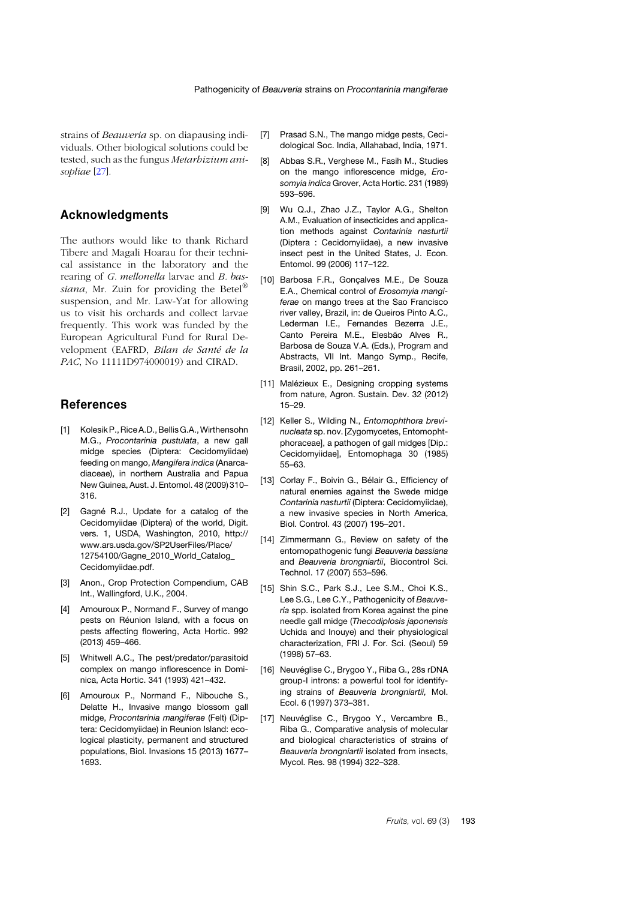strains of *Beauveria* sp. on diapausing individuals. Other biological solutions could be tested, such as the fungus *Metarhizium anisopliae* [27].

## Acknowledgments

The authors would like to thank Richard Tibere and Magali Hoarau for their technical assistance in the laboratory and the rearing of *G. mellonella* larvae and *B. bassiana*, Mr. Zuin for providing the Betel® suspension, and Mr. Law-Yat for allowing us to visit his orchards and collect larvae frequently. This work was funded by the European Agricultural Fund for Rural Development (EAFRD, *Bilan de Santé de la PAC*, No 11111D974000019) and CIRAD.

## References

[1] Kolesik P., Rice A.D., Bellis G.A., Wirthensohn M.G., *Procontarinia pustulata*, a new gall midge species (Diptera: Cecidomyiidae) feeding on mango, *Mangifera indica* (Anarcadiaceae), in northern Australia and Papua New Guinea, Aust. J. Entomol. 48 (2009) 310–316.

[2] Gagné R.J., Update for a catalog of the Cecidomyiidae (Diptera) of the world, Digit. vers. 1, USDA, Washington, 2010, http://www.ars.usda.gov/SP2UserFiles/Place/12754100/Gagne_2010_World_Catalog_Cecidomyiidae.pdf.

[3] Anon., Crop Protection Compendium, CAB Int., Wallingford, U.K., 2004.

[4] Amouroux P., Normand F., Survey of mango pests on Réunion Island, with a focus on pests affecting flowering, Acta Hortic. 992 (2013) 459–466.

[5] Whitwell A.C., The pest/predator/parasitoid complex on mango inflorescence in Dominica, Acta Hortic. 341 (1993) 421–432.

[6] Amouroux P., Normand F., Nibouche S., Delatte H., Invasive mango blossom gall midge, *Procontarinia mangiferae* (Felt) (Diptera: Cecidomyiidae) in Reunion Island: ecological plasticity, permanent and structured populations, Biol. Invasions 15 (2013) 1677–1693.

[7] Prasad S.N., The mango midge pests, Cecidological Soc. India, Allahabad, India, 1971.

[8] Abbas S.R., Verghese M., Fasih M., Studies on the mango inflorescence midge, *Erosomyia indica* Grover, Acta Hortic. 231 (1989) 593–596.

[9] Wu Q.J., Zhao J.Z., Taylor A.G., Shelton A.M., Evaluation of insecticides and application methods against *Contarinia nasturtii* (Diptera : Cecidomyiidae), a new invasive insect pest in the United States, J. Econ. Entomol. 99 (2006) 117–122.

[10] Barbosa F.R., Gonçalves M.E., De Souza E.A., Chemical control of *Erosomyia mangiferae* on mango trees at the Sao Francisco river valley, Brazil, in: de Queiros Pinto A.C., Lederman I.E., Fernandes Bezerra J.E., Canto Pereira M.E., Elesbão Alves R., Barbosa de Souza V.A. (Eds.), Program and Abstracts, VII Int. Mango Symp., Recife, Brasil, 2002, pp. 261–261.

[11] Malézieux E., Designing cropping systems from nature, Agron. Sustain. Dev. 32 (2012) 15–29.

[12] Keller S., Wilding N., *Entomophthora brevinucleata* sp. nov. [Zygomycetes, Entomophtphoraceae], a pathogen of gall midges [Dip.: Cecidomyiidae], Entomophaga 30 (1985) 55–63.

[13] Corlay F., Boivin G., Bélair G., Efficiency of natural enemies against the Swede midge *Contarinia nasturtii* (Diptera: Cecidomyiidae), a new invasive species in North America, Biol. Control. 43 (2007) 195–201.

[14] Zimmermann G., Review on safety of the entomopathogenic fungi *Beauveria bassiana* and *Beauveria brongniartii*, Biocontrol Sci. Technol. 17 (2007) 553–596.

[15] Shin S.C., Park S.J., Lee S.M., Choi K.S., Lee S.G., Lee C.Y., Pathogenicity of *Beauveria* spp. isolated from Korea against the pine needle gall midge (*Thecodiplosis japonensis* Uchida and Inouye) and their physiological characterization, FRI J. For. Sci. (Seoul) 59 (1998) 57–63.

[16] Neuvéglise C., Brygoo Y., Riba G., 28s rDNA group-I introns: a powerful tool for identifying strains of *Beauveria brongniartii*, Mol. Ecol. 6 (1997) 373–381.

[17] Neuvéglise C., Brygoo Y., Vercambre B., Riba G., Comparative analysis of molecular and biological characteristics of strains of *Beauveria brongniartii* isolated from insects, Mycol. Res. 98 (1994) 322–328.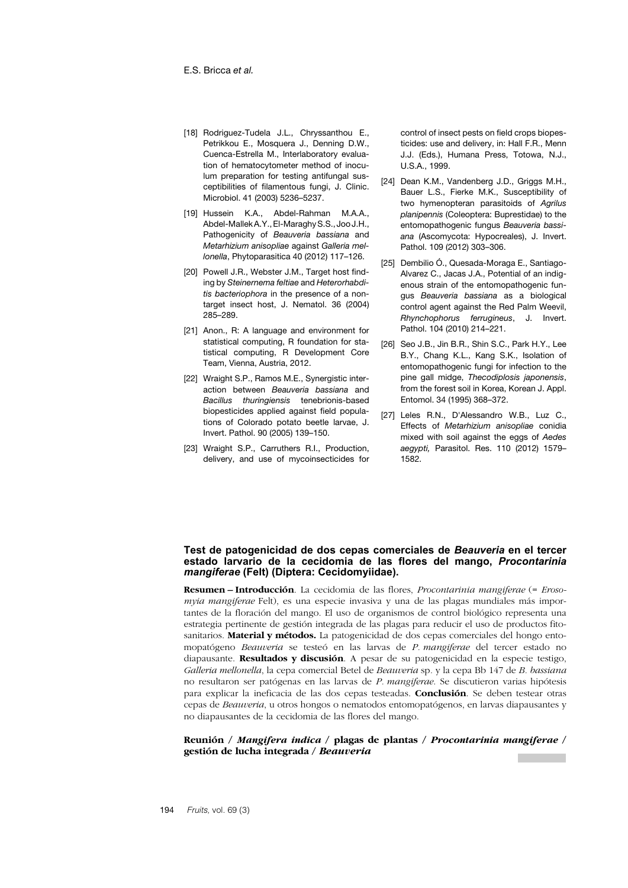[18] Rodriguez-Tudela J.L., Chryssanthou E., Petrikkou E., Mosquera J., Denning D.W., Cuenca-Estrella M., Interlaboratory evaluation of hematocytometer method of inoculum preparation for testing antifungal susceptibilities of filamentous fungi, J. Clinic. Microbiol. 41 (2003) 5236–5237.

[19] Hussein K.A., Abdel-Rahman M.A.A., Abdel-Mallek A.Y., El-Maraghy S.S., Joo J.H., Pathogenicity of *Beauveria bassiana* and *Metarhizium anisopliae* against *Galleria mellonella*, Phytoparasitica 40 (2012) 117–126.

[20] Powell J.R., Webster J.M., Target host finding by *Steinernema feltiae* and *Heterorhabditis bacteriophora* in the presence of a non-target insect host, J. Nematol. 36 (2004) 285–289.

[21] Anon., R: A language and environment for statistical computing, R foundation for statistical computing, R Development Core Team, Vienna, Austria, 2012.

[22] Wraight S.P., Ramos M.E., Synergistic interaction between *Beauveria bassiana* and *Bacillus thuringiensis* tenebrionis-based biopesticides applied against field populations of Colorado potato beetle larvae, J. Invert. Pathol. 90 (2005) 139–150.

[23] Wraight S.P., Carruthers R.I., Production, delivery, and use of mycoinsecticides for control of insect pests on field crops biopesticides: use and delivery, in: Hall F.R., Menn J.J. (Eds.), Humana Press, Totowa, N.J., U.S.A., 1999.

[24] Dean K.M., Vandenberg J.D., Griggs M.H., Bauer L.S., Fierke M.K., Susceptibility of two hymenopteran parasitoids of *Agrilus planipennis* (Coleoptera: Buprestidae) to the entomopathogenic fungus *Beauveria bassiana* (Ascomycota: Hypocreales), J. Invert. Pathol. 109 (2012) 303–306.

[25] Dembilio Ó., Quesada-Moraga E., Santiago-Alvarez C., Jacas J.A., Potential of an indigenous strain of the entomopathogenic fungus *Beauveria bassiana* as a biological control agent against the Red Palm Weevil, *Rhynchophorus ferrugineus*, J. Invert. Pathol. 104 (2010) 214–221.

[26] Seo J.B., Jin B.R., Shin S.C., Park H.Y., Lee B.Y., Chang K.L., Kang S.K., Isolation of entomopathogenic fungi for infection to the pine gall midge, *Thecodiplosis japonensis*, from the forest soil in Korea, Korean J. Appl. Entomol. 34 (1995) 368–372.

[27] Leles R.N., D'Alessandro W.B., Luz C., Effects of *Metarhizium anisopliae* conidia mixed with soil against the eggs of *Aedes aegypti,* Parasitol. Res. 110 (2012) 1579–1582.

## Test de patogenicidad de dos cepas comerciales de *Beauveria* en el tercer estado larvario de la cecidomia de las flores del mango, *Procontarinia mangiferae* (Felt) (Diptera: Cecidomyiidae).

**Resumen – Introducción**. La cecidomia de las flores, *Procontarinia mangiferae* (= *Erosomyia mangiferae* Felt), es una especie invasiva y una de las plagas mundiales más importantes de la floración del mango. El uso de organismos de control biológico representa una estrategia pertinente de gestión integrada de las plagas para reducir el uso de productos fitosanitarios. **Material y métodos.** La patogenicidad de dos cepas comerciales del hongo entomopatógeno *Beauveria* se testeó en las larvas de *P. mangiferae* del tercer estado no diapausante. **Resultados y discusión**. A pesar de su patogenicidad en la especie testigo, *Galleria mellonella*, la cepa comercial Betel de *Beauveria* sp. y la cepa Bb 147 de *B. bassiana* no resultaron ser patógenas en las larvas de *P. mangiferae.* Se discutieron varias hipótesis para explicar la ineficacia de las dos cepas testeadas. **Conclusión**. Se deben testear otras cepas de *Beauveria*, u otros hongos o nematodos entomopatógenos, en larvas diapausantes y no diapausantes de la cecidomia de las flores del mango.

**Reunión / *Mangifera indica* / plagas de plantas / *Procontarinia mangiferae* / gestión de lucha integrada / *Beauveria***